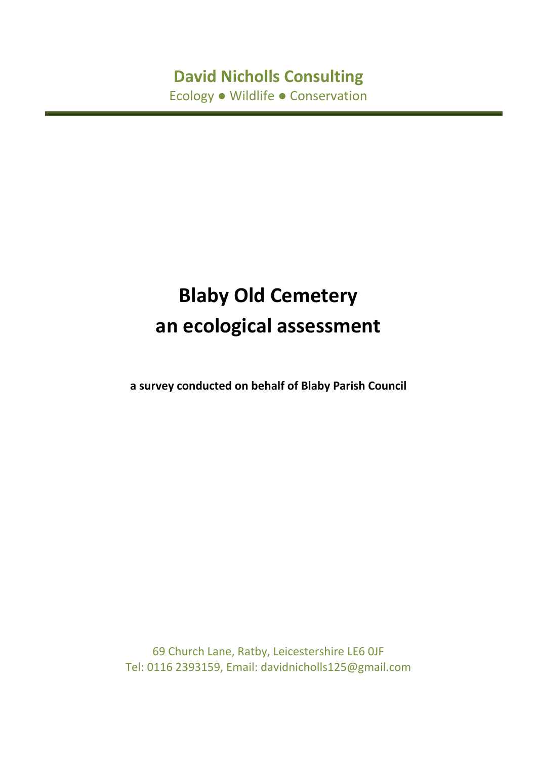**David Nicholls Consulting**

Ecology ● Wildlife ● Conservation

# Blaby Old Cemetery
# an ecological assessment

**a survey conducted on behalf of Blaby Parish Council**

69 Church Lane, Ratby, Leicestershire LE6 0JF

Tel: 0116 2393159, Email: davidnicholls125@gmail.com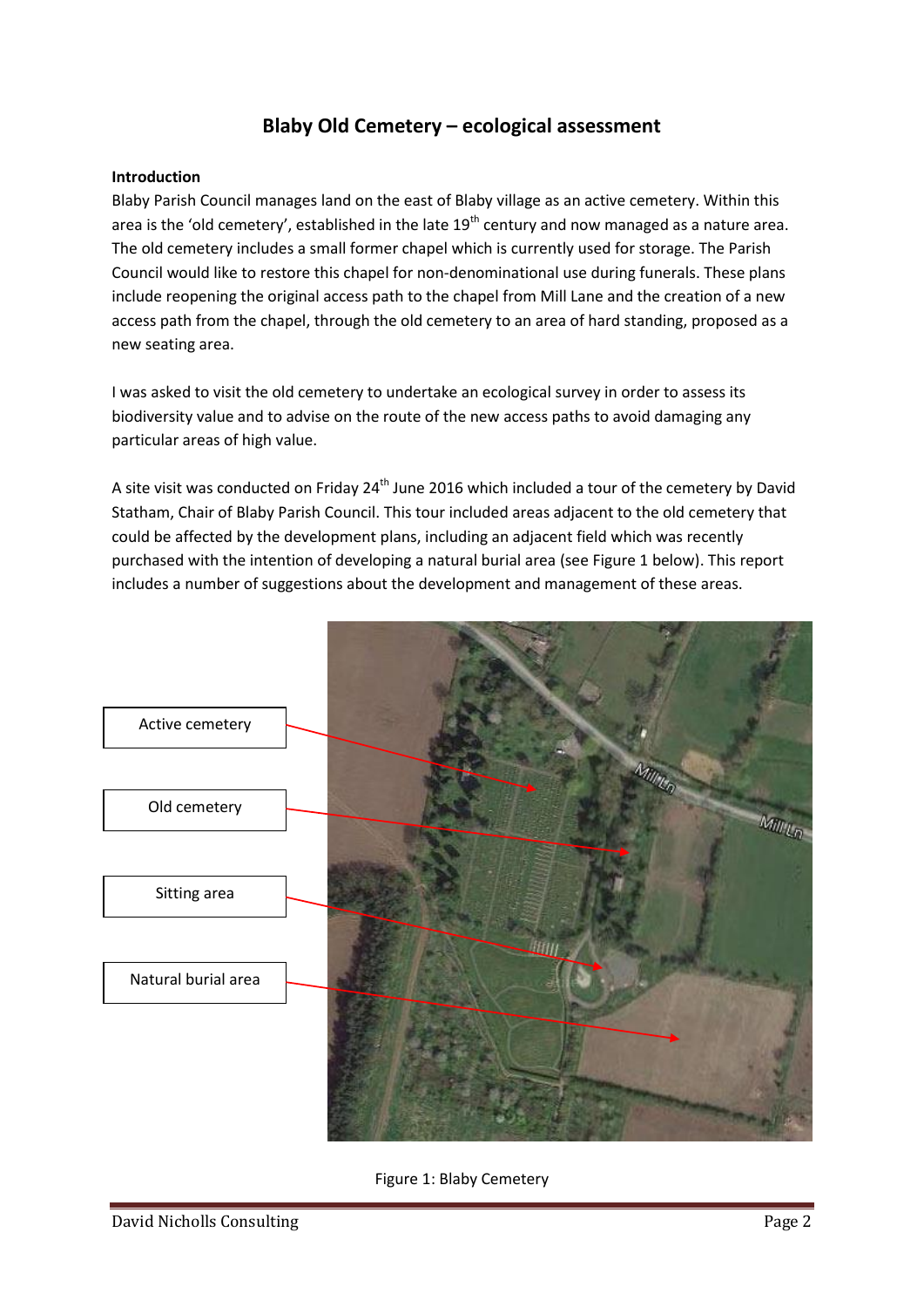## Blaby Old Cemetery – ecological assessment

**Introduction**

Blaby Parish Council manages land on the east of Blaby village as an active cemetery. Within this area is the 'old cemetery', established in the late 19th century and now managed as a nature area. The old cemetery includes a small former chapel which is currently used for storage. The Parish Council would like to restore this chapel for non-denominational use during funerals. These plans include reopening the original access path to the chapel from Mill Lane and the creation of a new access path from the chapel, through the old cemetery to an area of hard standing, proposed as a new seating area.

I was asked to visit the old cemetery to undertake an ecological survey in order to assess its biodiversity value and to advise on the route of the new access paths to avoid damaging any particular areas of high value.

A site visit was conducted on Friday 24th June 2016 which included a tour of the cemetery by David Statham, Chair of Blaby Parish Council. This tour included areas adjacent to the old cemetery that could be affected by the development plans, including an adjacent field which was recently purchased with the intention of developing a natural burial area (see Figure 1 below). This report includes a number of suggestions about the development and management of these areas.

Active cemetery

Old cemetery

Sitting area

Natural burial area

Figure 1: Blaby Cemetery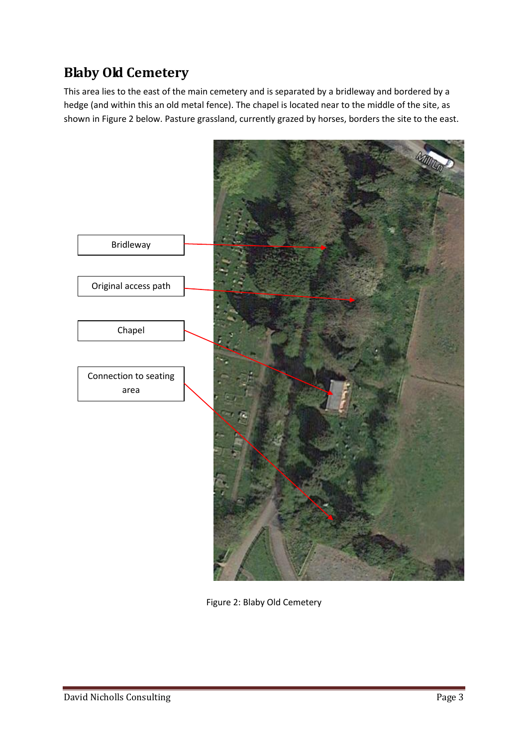## Blaby Old Cemetery

This area lies to the east of the main cemetery and is separated by a bridleway and bordered by a hedge (and within this an old metal fence). The chapel is located near to the middle of the site, as shown in Figure 2 below. Pasture grassland, currently grazed by horses, borders the site to the east.

Figure 2: Blaby Old Cemetery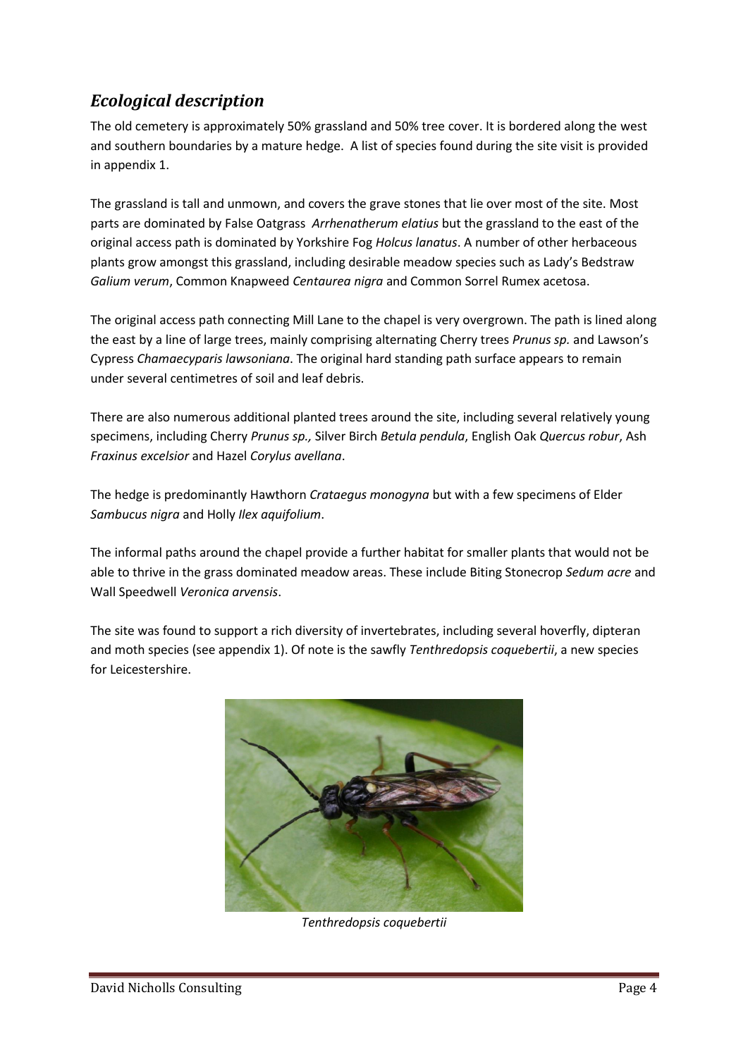## *Ecological description*

The old cemetery is approximately 50% grassland and 50% tree cover. It is bordered along the west and southern boundaries by a mature hedge. A list of species found during the site visit is provided in appendix 1.

The grassland is tall and unmown, and covers the grave stones that lie over most of the site. Most parts are dominated by False Oatgrass *Arrhenatherum elatius* but the grassland to the east of the original access path is dominated by Yorkshire Fog *Holcus lanatus*. A number of other herbaceous plants grow amongst this grassland, including desirable meadow species such as Lady's Bedstraw *Galium verum*, Common Knapweed *Centaurea nigra* and Common Sorrel Rumex acetosa.

The original access path connecting Mill Lane to the chapel is very overgrown. The path is lined along the east by a line of large trees, mainly comprising alternating Cherry trees *Prunus sp.* and Lawson's Cypress *Chamaecyparis lawsoniana*. The original hard standing path surface appears to remain under several centimetres of soil and leaf debris.

There are also numerous additional planted trees around the site, including several relatively young specimens, including Cherry *Prunus sp.,* Silver Birch *Betula pendula*, English Oak *Quercus robur*, Ash *Fraxinus excelsior* and Hazel *Corylus avellana*.

The hedge is predominantly Hawthorn *Crataegus monogyna* but with a few specimens of Elder *Sambucus nigra* and Holly *Ilex aquifolium*.

The informal paths around the chapel provide a further habitat for smaller plants that would not be able to thrive in the grass dominated meadow areas. These include Biting Stonecrop *Sedum acre* and Wall Speedwell *Veronica arvensis*.

The site was found to support a rich diversity of invertebrates, including several hoverfly, dipteran and moth species (see appendix 1). Of note is the sawfly *Tenthredopsis coquebertii*, a new species for Leicestershire.

*Tenthredopsis coquebertii*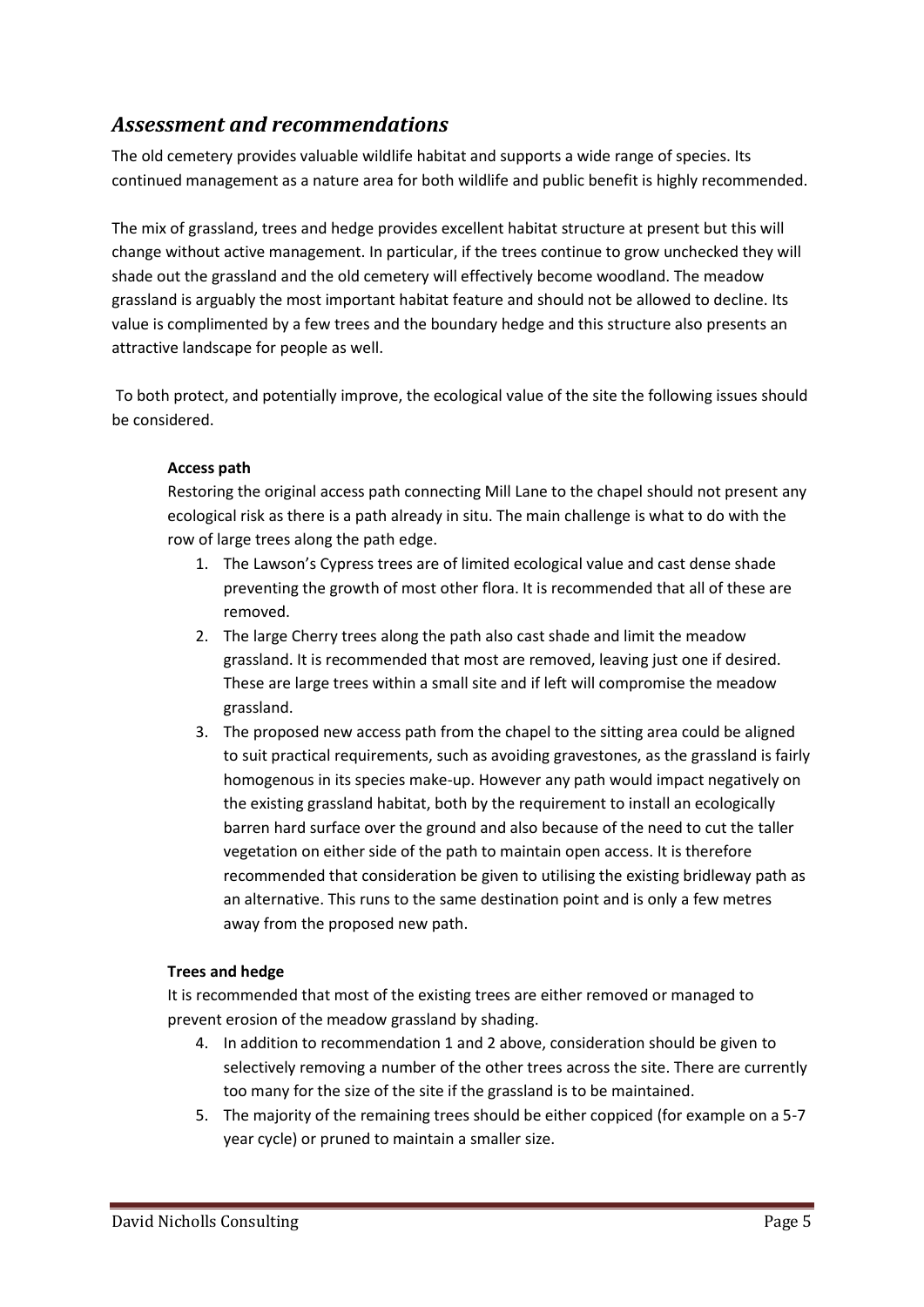## *Assessment and recommendations*

The old cemetery provides valuable wildlife habitat and supports a wide range of species. Its continued management as a nature area for both wildlife and public benefit is highly recommended.

The mix of grassland, trees and hedge provides excellent habitat structure at present but this will change without active management. In particular, if the trees continue to grow unchecked they will shade out the grassland and the old cemetery will effectively become woodland. The meadow grassland is arguably the most important habitat feature and should not be allowed to decline. Its value is complimented by a few trees and the boundary hedge and this structure also presents an attractive landscape for people as well.

To both protect, and potentially improve, the ecological value of the site the following issues should be considered.

**Access path**

Restoring the original access path connecting Mill Lane to the chapel should not present any ecological risk as there is a path already in situ. The main challenge is what to do with the row of large trees along the path edge.

1. The Lawson's Cypress trees are of limited ecological value and cast dense shade preventing the growth of most other flora. It is recommended that all of these are removed.
2. The large Cherry trees along the path also cast shade and limit the meadow grassland. It is recommended that most are removed, leaving just one if desired. These are large trees within a small site and if left will compromise the meadow grassland.
3. The proposed new access path from the chapel to the sitting area could be aligned to suit practical requirements, such as avoiding gravestones, as the grassland is fairly homogenous in its species make-up. However any path would impact negatively on the existing grassland habitat, both by the requirement to install an ecologically barren hard surface over the ground and also because of the need to cut the taller vegetation on either side of the path to maintain open access. It is therefore recommended that consideration be given to utilising the existing bridleway path as an alternative. This runs to the same destination point and is only a few metres away from the proposed new path.

**Trees and hedge**

It is recommended that most of the existing trees are either removed or managed to prevent erosion of the meadow grassland by shading.

4. In addition to recommendation 1 and 2 above, consideration should be given to selectively removing a number of the other trees across the site. There are currently too many for the size of the site if the grassland is to be maintained.
5. The majority of the remaining trees should be either coppiced (for example on a 5-7 year cycle) or pruned to maintain a smaller size.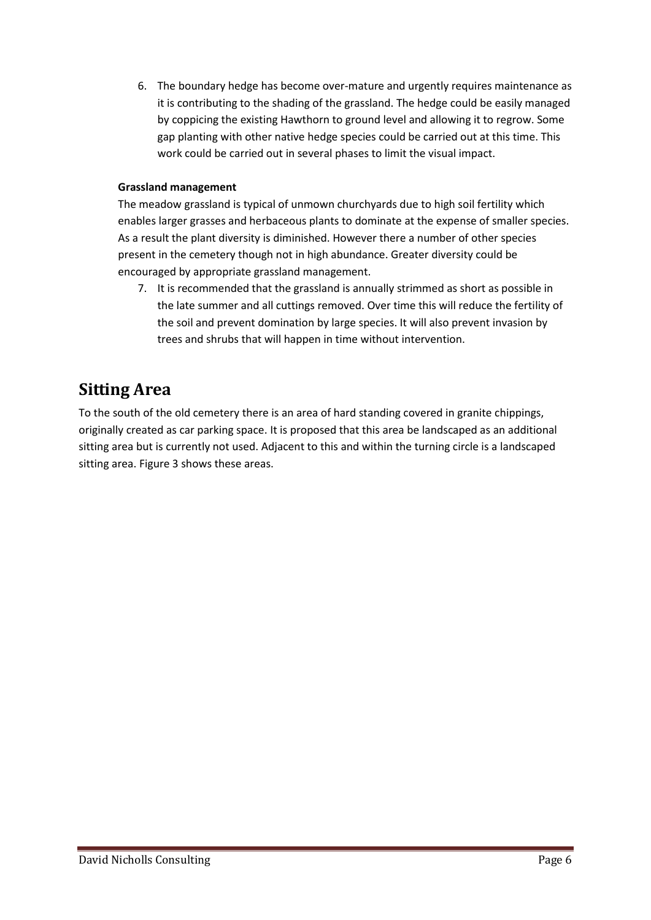6. The boundary hedge has become over-mature and urgently requires maintenance as it is contributing to the shading of the grassland. The hedge could be easily managed by coppicing the existing Hawthorn to ground level and allowing it to regrow. Some gap planting with other native hedge species could be carried out at this time. This work could be carried out in several phases to limit the visual impact.

**Grassland management**

The meadow grassland is typical of unmown churchyards due to high soil fertility which enables larger grasses and herbaceous plants to dominate at the expense of smaller species. As a result the plant diversity is diminished. However there a number of other species present in the cemetery though not in high abundance. Greater diversity could be encouraged by appropriate grassland management.

7. It is recommended that the grassland is annually strimmed as short as possible in the late summer and all cuttings removed. Over time this will reduce the fertility of the soil and prevent domination by large species. It will also prevent invasion by trees and shrubs that will happen in time without intervention.

## Sitting Area

To the south of the old cemetery there is an area of hard standing covered in granite chippings, originally created as car parking space. It is proposed that this area be landscaped as an additional sitting area but is currently not used. Adjacent to this and within the turning circle is a landscaped sitting area. Figure 3 shows these areas.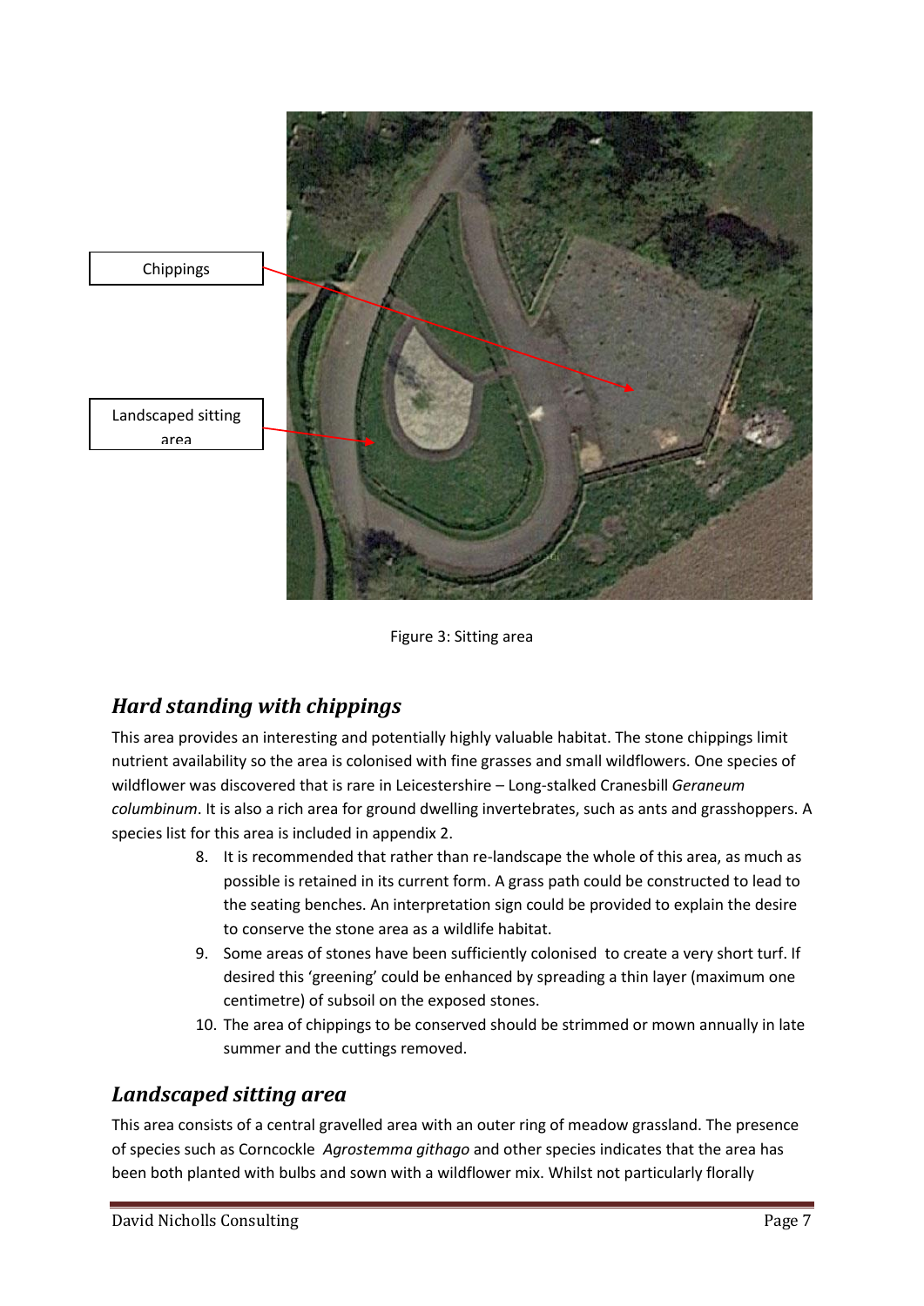Chippings

Landscaped sitting area

Figure 3: Sitting area

## *Hard standing with chippings*

This area provides an interesting and potentially highly valuable habitat. The stone chippings limit nutrient availability so the area is colonised with fine grasses and small wildflowers. One species of wildflower was discovered that is rare in Leicestershire – Long-stalked Cranesbill *Geraneum columbinum*. It is also a rich area for ground dwelling invertebrates, such as ants and grasshoppers. A species list for this area is included in appendix 2.

8. It is recommended that rather than re-landscape the whole of this area, as much as possible is retained in its current form. A grass path could be constructed to lead to the seating benches. An interpretation sign could be provided to explain the desire to conserve the stone area as a wildlife habitat.
9. Some areas of stones have been sufficiently colonised to create a very short turf. If desired this 'greening' could be enhanced by spreading a thin layer (maximum one centimetre) of subsoil on the exposed stones.
10. The area of chippings to be conserved should be strimmed or mown annually in late summer and the cuttings removed.

## *Landscaped sitting area*

This area consists of a central gravelled area with an outer ring of meadow grassland. The presence of species such as Corncockle *Agrostemma githago* and other species indicates that the area has been both planted with bulbs and sown with a wildflower mix. Whilst not particularly florally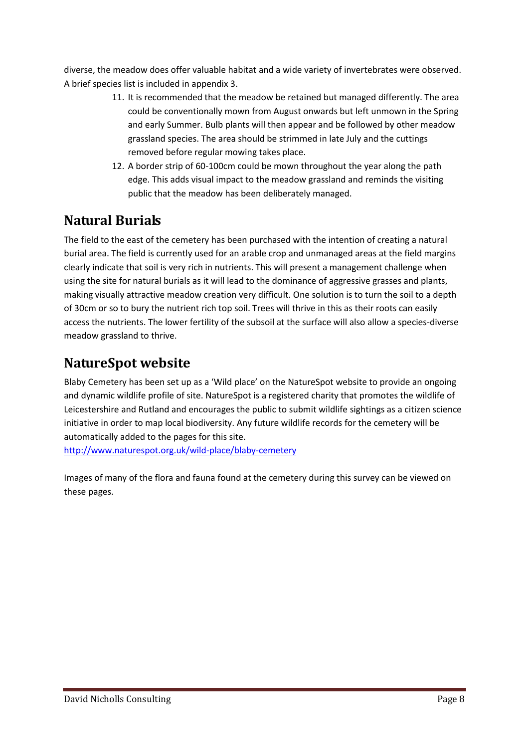diverse, the meadow does offer valuable habitat and a wide variety of invertebrates were observed. A brief species list is included in appendix 3.

11. It is recommended that the meadow be retained but managed differently. The area could be conventionally mown from August onwards but left unmown in the Spring and early Summer. Bulb plants will then appear and be followed by other meadow grassland species. The area should be strimmed in late July and the cuttings removed before regular mowing takes place.
12. A border strip of 60-100cm could be mown throughout the year along the path edge. This adds visual impact to the meadow grassland and reminds the visiting public that the meadow has been deliberately managed.

## Natural Burials

The field to the east of the cemetery has been purchased with the intention of creating a natural burial area. The field is currently used for an arable crop and unmanaged areas at the field margins clearly indicate that soil is very rich in nutrients. This will present a management challenge when using the site for natural burials as it will lead to the dominance of aggressive grasses and plants, making visually attractive meadow creation very difficult. One solution is to turn the soil to a depth of 30cm or so to bury the nutrient rich top soil. Trees will thrive in this as their roots can easily access the nutrients. The lower fertility of the subsoil at the surface will also allow a species-diverse meadow grassland to thrive.

## NatureSpot website

Blaby Cemetery has been set up as a 'Wild place' on the NatureSpot website to provide an ongoing and dynamic wildlife profile of site. NatureSpot is a registered charity that promotes the wildlife of Leicestershire and Rutland and encourages the public to submit wildlife sightings as a citizen science initiative in order to map local biodiversity. Any future wildlife records for the cemetery will be automatically added to the pages for this site.

http://www.naturespot.org.uk/wild-place/blaby-cemetery

Images of many of the flora and fauna found at the cemetery during this survey can be viewed on these pages.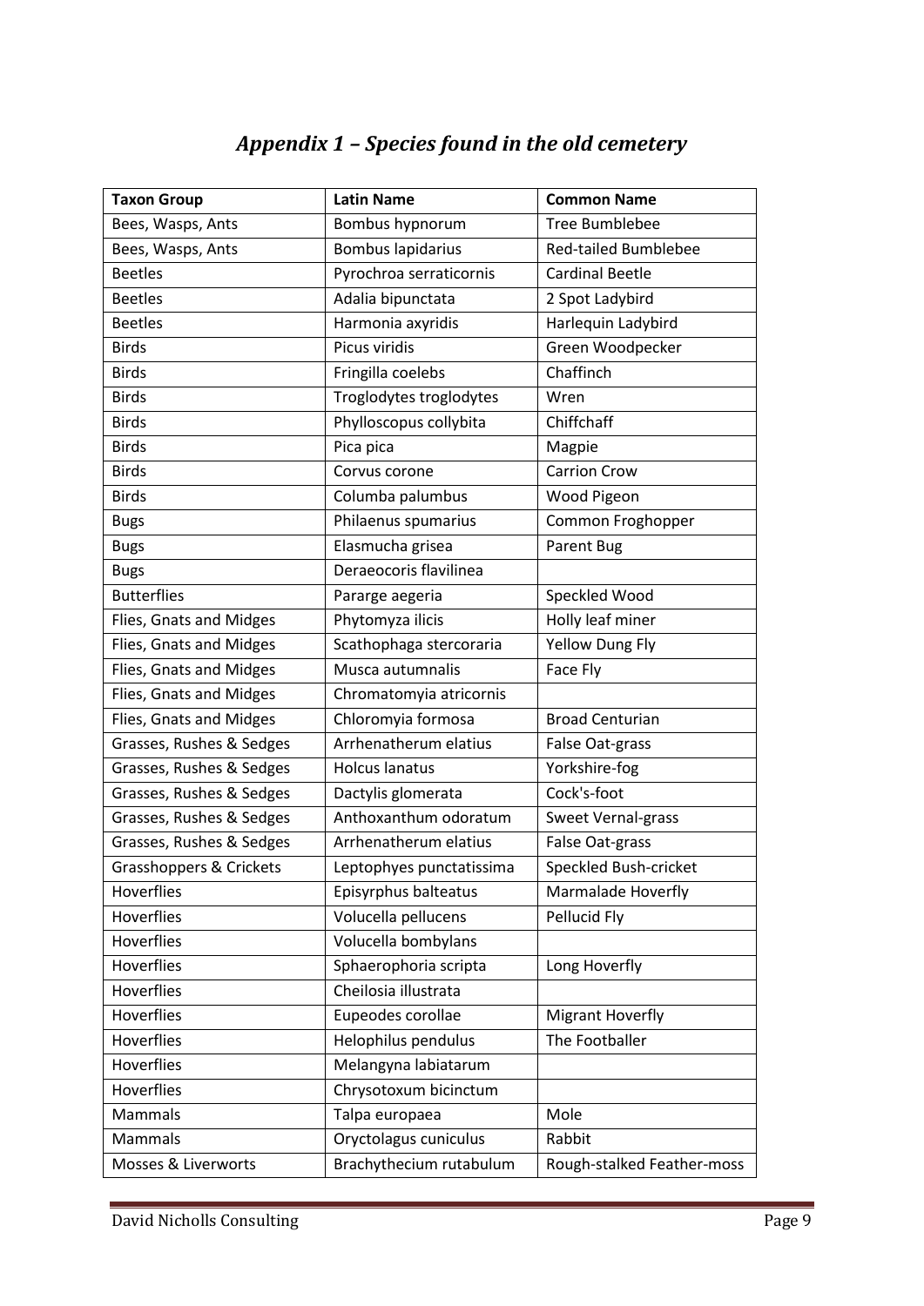## *Appendix 1 – Species found in the old cemetery*

| Taxon Group | Latin Name | Common Name |
|---|---|---|
| Bees, Wasps, Ants | Bombus hypnorum | Tree Bumblebee |
| Bees, Wasps, Ants | Bombus lapidarius | Red-tailed Bumblebee |
| Beetles | Pyrochroa serraticornis | Cardinal Beetle |
| Beetles | Adalia bipunctata | 2 Spot Ladybird |
| Beetles | Harmonia axyridis | Harlequin Ladybird |
| Birds | Picus viridis | Green Woodpecker |
| Birds | Fringilla coelebs | Chaffinch |
| Birds | Troglodytes troglodytes | Wren |
| Birds | Phylloscopus collybita | Chiffchaff |
| Birds | Pica pica | Magpie |
| Birds | Corvus corone | Carrion Crow |
| Birds | Columba palumbus | Wood Pigeon |
| Bugs | Philaenus spumarius | Common Froghopper |
| Bugs | Elasmucha grisea | Parent Bug |
| Bugs | Deraeocoris flavilinea | |
| Butterflies | Pararge aegeria | Speckled Wood |
| Flies, Gnats and Midges | Phytomyza ilicis | Holly leaf miner |
| Flies, Gnats and Midges | Scathophaga stercoraria | Yellow Dung Fly |
| Flies, Gnats and Midges | Musca autumnalis | Face Fly |
| Flies, Gnats and Midges | Chromatomyia atricornis | |
| Flies, Gnats and Midges | Chloromyia formosa | Broad Centurian |
| Grasses, Rushes & Sedges | Arrhenatherum elatius | False Oat-grass |
| Grasses, Rushes & Sedges | Holcus lanatus | Yorkshire-fog |
| Grasses, Rushes & Sedges | Dactylis glomerata | Cock's-foot |
| Grasses, Rushes & Sedges | Anthoxanthum odoratum | Sweet Vernal-grass |
| Grasses, Rushes & Sedges | Arrhenatherum elatius | False Oat-grass |
| Grasshoppers & Crickets | Leptophyes punctatissima | Speckled Bush-cricket |
| Hoverflies | Episyrphus balteatus | Marmalade Hoverfly |
| Hoverflies | Volucella pellucens | Pellucid Fly |
| Hoverflies | Volucella bombylans | |
| Hoverflies | Sphaerophoria scripta | Long Hoverfly |
| Hoverflies | Cheilosia illustrata | |
| Hoverflies | Eupeodes corollae | Migrant Hoverfly |
| Hoverflies | Helophilus pendulus | The Footballer |
| Hoverflies | Melangyna labiatarum | |
| Hoverflies | Chrysotoxum bicinctum | |
| Mammals | Talpa europaea | Mole |
| Mammals | Oryctolagus cuniculus | Rabbit |
| Mosses & Liverworts | Brachythecium rutabulum | Rough-stalked Feather-moss |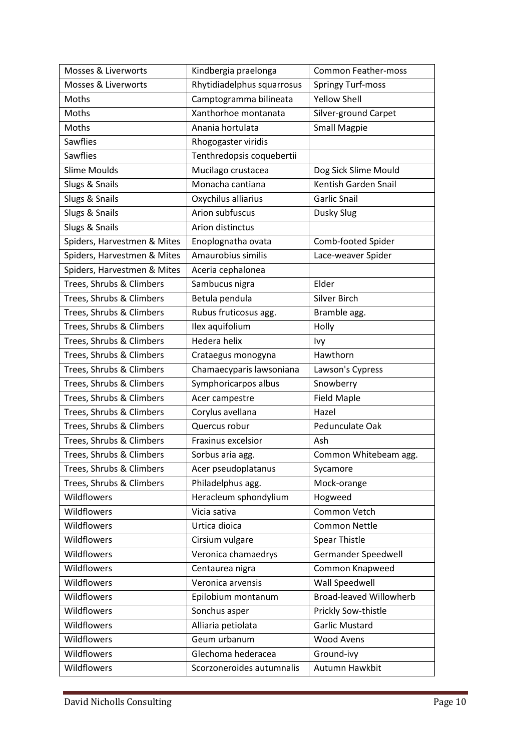| Mosses & Liverworts | Kindbergia praelonga | Common Feather-moss |
|---|---|---|
| Mosses & Liverworts | Rhytidiadelphus squarrosus | Springy Turf-moss |
| Moths | Camptogramma bilineata | Yellow Shell |
| Moths | Xanthorhoe montanata | Silver-ground Carpet |
| Moths | Anania hortulata | Small Magpie |
| Sawflies | Rhogogaster viridis | |
| Sawflies | Tenthredopsis coquebertii | |
| Slime Moulds | Mucilago crustacea | Dog Sick Slime Mould |
| Slugs & Snails | Monacha cantiana | Kentish Garden Snail |
| Slugs & Snails | Oxychilus alliarius | Garlic Snail |
| Slugs & Snails | Arion subfuscus | Dusky Slug |
| Slugs & Snails | Arion distinctus | |
| Spiders, Harvestmen & Mites | Enoplognatha ovata | Comb-footed Spider |
| Spiders, Harvestmen & Mites | Amaurobius similis | Lace-weaver Spider |
| Spiders, Harvestmen & Mites | Aceria cephalonea | |
| Trees, Shrubs & Climbers | Sambucus nigra | Elder |
| Trees, Shrubs & Climbers | Betula pendula | Silver Birch |
| Trees, Shrubs & Climbers | Rubus fruticosus agg. | Bramble agg. |
| Trees, Shrubs & Climbers | Ilex aquifolium | Holly |
| Trees, Shrubs & Climbers | Hedera helix | Ivy |
| Trees, Shrubs & Climbers | Crataegus monogyna | Hawthorn |
| Trees, Shrubs & Climbers | Chamaecyparis lawsoniana | Lawson's Cypress |
| Trees, Shrubs & Climbers | Symphoricarpos albus | Snowberry |
| Trees, Shrubs & Climbers | Acer campestre | Field Maple |
| Trees, Shrubs & Climbers | Corylus avellana | Hazel |
| Trees, Shrubs & Climbers | Quercus robur | Pedunculate Oak |
| Trees, Shrubs & Climbers | Fraxinus excelsior | Ash |
| Trees, Shrubs & Climbers | Sorbus aria agg. | Common Whitebeam agg. |
| Trees, Shrubs & Climbers | Acer pseudoplatanus | Sycamore |
| Trees, Shrubs & Climbers | Philadelphus agg. | Mock-orange |
| Wildflowers | Heracleum sphondylium | Hogweed |
| Wildflowers | Vicia sativa | Common Vetch |
| Wildflowers | Urtica dioica | Common Nettle |
| Wildflowers | Cirsium vulgare | Spear Thistle |
| Wildflowers | Veronica chamaedrys | Germander Speedwell |
| Wildflowers | Centaurea nigra | Common Knapweed |
| Wildflowers | Veronica arvensis | Wall Speedwell |
| Wildflowers | Epilobium montanum | Broad-leaved Willowherb |
| Wildflowers | Sonchus asper | Prickly Sow-thistle |
| Wildflowers | Alliaria petiolata | Garlic Mustard |
| Wildflowers | Geum urbanum | Wood Avens |
| Wildflowers | Glechoma hederacea | Ground-ivy |
| Wildflowers | Scorzoneroides autumnalis | Autumn Hawkbit |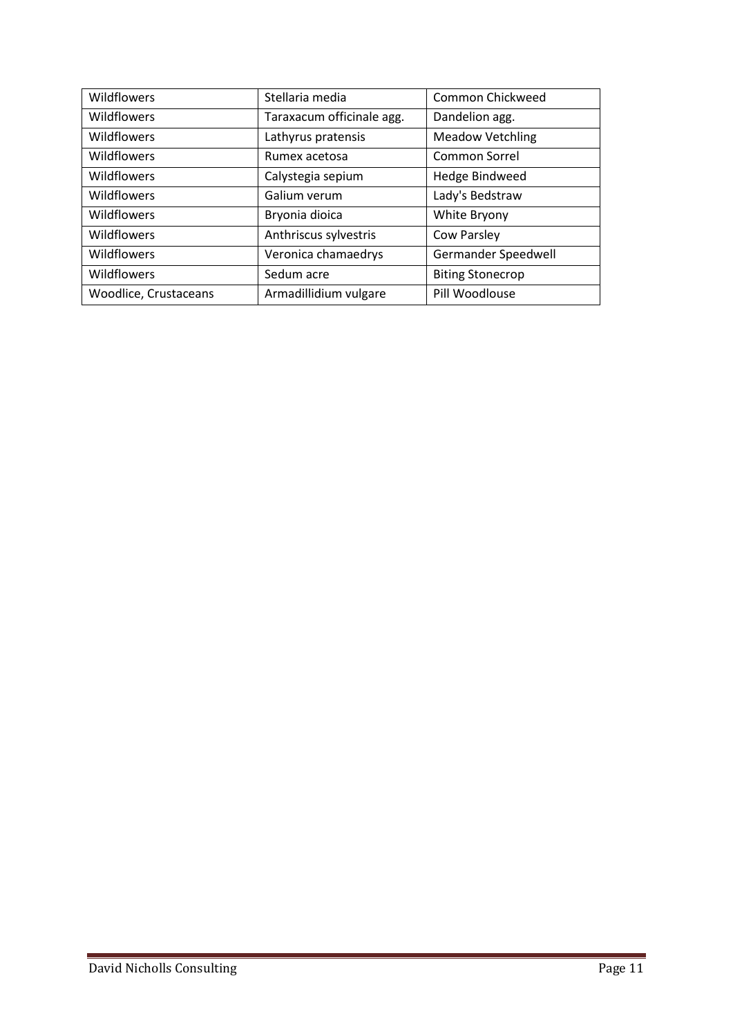| Wildflowers | Stellaria media | Common Chickweed |
|---|---|---|
| Wildflowers | Taraxacum officinale agg. | Dandelion agg. |
| Wildflowers | Lathyrus pratensis | Meadow Vetchling |
| Wildflowers | Rumex acetosa | Common Sorrel |
| Wildflowers | Calystegia sepium | Hedge Bindweed |
| Wildflowers | Galium verum | Lady's Bedstraw |
| Wildflowers | Bryonia dioica | White Bryony |
| Wildflowers | Anthriscus sylvestris | Cow Parsley |
| Wildflowers | Veronica chamaedrys | Germander Speedwell |
| Wildflowers | Sedum acre | Biting Stonecrop |
| Woodlice, Crustaceans | Armadillidium vulgare | Pill Woodlouse |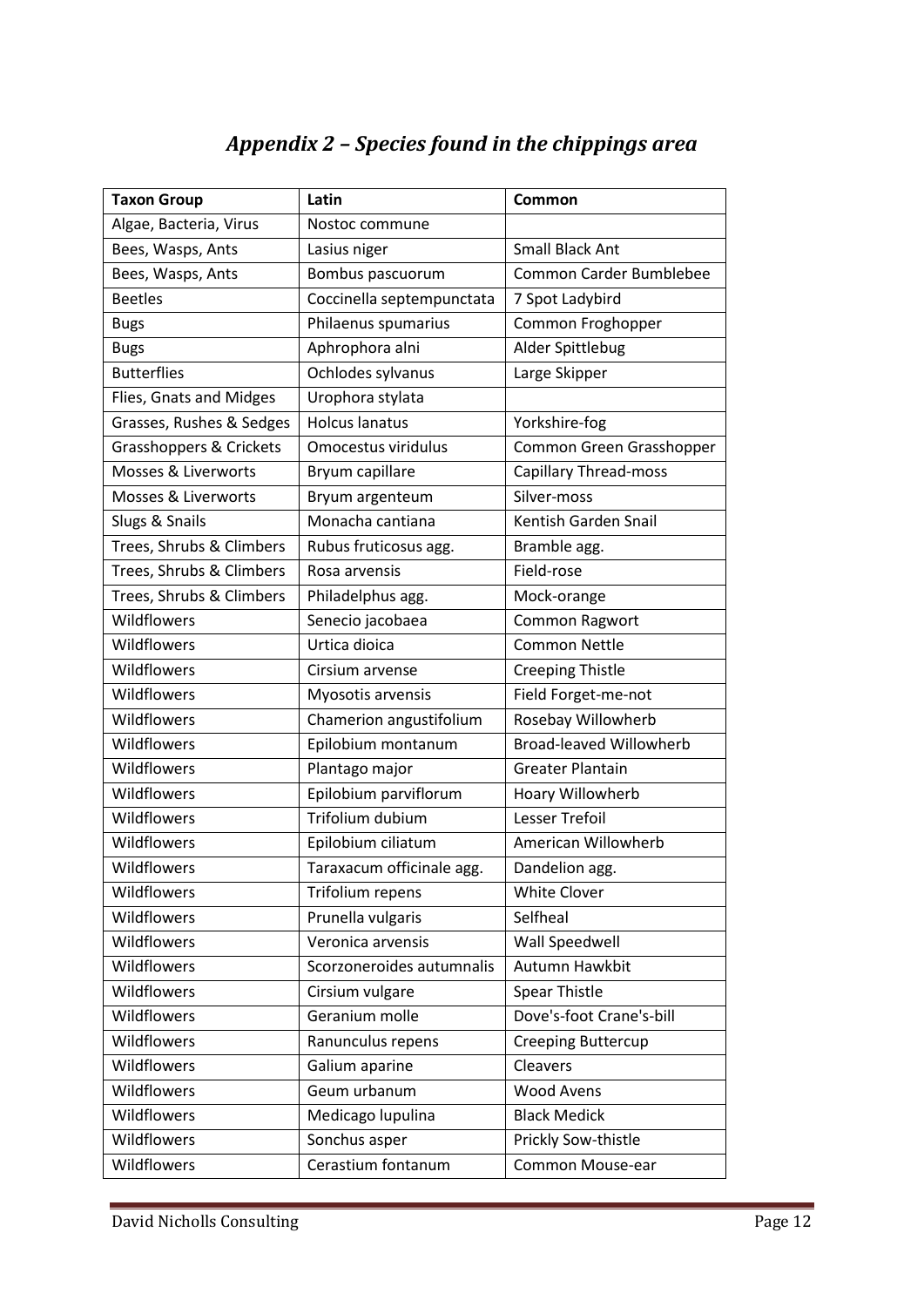# *Appendix 2 – Species found in the chippings area*

| Taxon Group | Latin | Common |
|---|---|---|
| Algae, Bacteria, Virus | Nostoc commune | |
| Bees, Wasps, Ants | Lasius niger | Small Black Ant |
| Bees, Wasps, Ants | Bombus pascuorum | Common Carder Bumblebee |
| Beetles | Coccinella septempunctata | 7 Spot Ladybird |
| Bugs | Philaenus spumarius | Common Froghopper |
| Bugs | Aphrophora alni | Alder Spittlebug |
| Butterflies | Ochlodes sylvanus | Large Skipper |
| Flies, Gnats and Midges | Urophora stylata | |
| Grasses, Rushes & Sedges | Holcus lanatus | Yorkshire-fog |
| Grasshoppers & Crickets | Omocestus viridulus | Common Green Grasshopper |
| Mosses & Liverworts | Bryum capillare | Capillary Thread-moss |
| Mosses & Liverworts | Bryum argenteum | Silver-moss |
| Slugs & Snails | Monacha cantiana | Kentish Garden Snail |
| Trees, Shrubs & Climbers | Rubus fruticosus agg. | Bramble agg. |
| Trees, Shrubs & Climbers | Rosa arvensis | Field-rose |
| Trees, Shrubs & Climbers | Philadelphus agg. | Mock-orange |
| Wildflowers | Senecio jacobaea | Common Ragwort |
| Wildflowers | Urtica dioica | Common Nettle |
| Wildflowers | Cirsium arvense | Creeping Thistle |
| Wildflowers | Myosotis arvensis | Field Forget-me-not |
| Wildflowers | Chamerion angustifolium | Rosebay Willowherb |
| Wildflowers | Epilobium montanum | Broad-leaved Willowherb |
| Wildflowers | Plantago major | Greater Plantain |
| Wildflowers | Epilobium parviflorum | Hoary Willowherb |
| Wildflowers | Trifolium dubium | Lesser Trefoil |
| Wildflowers | Epilobium ciliatum | American Willowherb |
| Wildflowers | Taraxacum officinale agg. | Dandelion agg. |
| Wildflowers | Trifolium repens | White Clover |
| Wildflowers | Prunella vulgaris | Selfheal |
| Wildflowers | Veronica arvensis | Wall Speedwell |
| Wildflowers | Scorzoneroides autumnalis | Autumn Hawkbit |
| Wildflowers | Cirsium vulgare | Spear Thistle |
| Wildflowers | Geranium molle | Dove's-foot Crane's-bill |
| Wildflowers | Ranunculus repens | Creeping Buttercup |
| Wildflowers | Galium aparine | Cleavers |
| Wildflowers | Geum urbanum | Wood Avens |
| Wildflowers | Medicago lupulina | Black Medick |
| Wildflowers | Sonchus asper | Prickly Sow-thistle |
| Wildflowers | Cerastium fontanum | Common Mouse-ear |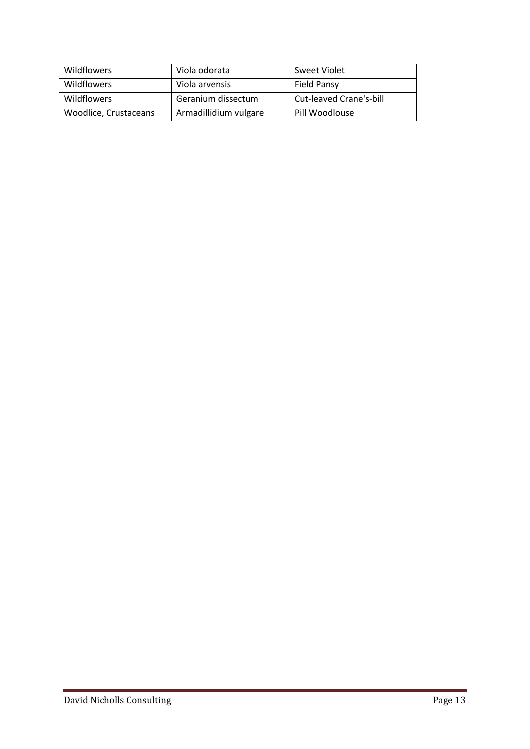| Wildflowers | Viola odorata | Sweet Violet |
|---|---|---|
| Wildflowers | Viola arvensis | Field Pansy |
| Wildflowers | Geranium dissectum | Cut-leaved Crane's-bill |
| Woodlice, Crustaceans | Armadillidium vulgare | Pill Woodlouse |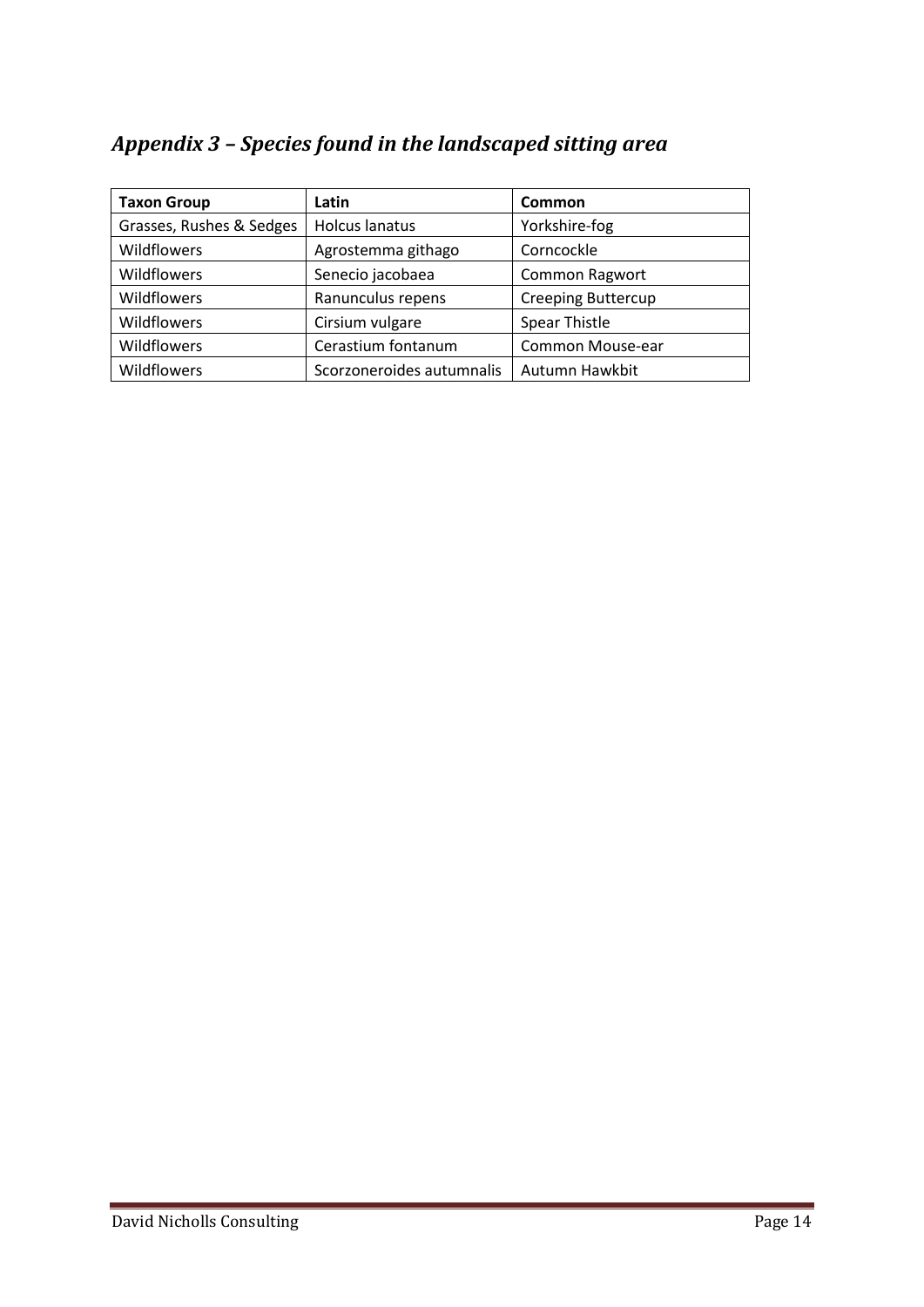## *Appendix 3 – Species found in the landscaped sitting area*

| Taxon Group | Latin | Common |
|---|---|---|
| Grasses, Rushes & Sedges | Holcus lanatus | Yorkshire-fog |
| Wildflowers | Agrostemma githago | Corncockle |
| Wildflowers | Senecio jacobaea | Common Ragwort |
| Wildflowers | Ranunculus repens | Creeping Buttercup |
| Wildflowers | Cirsium vulgare | Spear Thistle |
| Wildflowers | Cerastium fontanum | Common Mouse-ear |
| Wildflowers | Scorzoneroides autumnalis | Autumn Hawkbit |